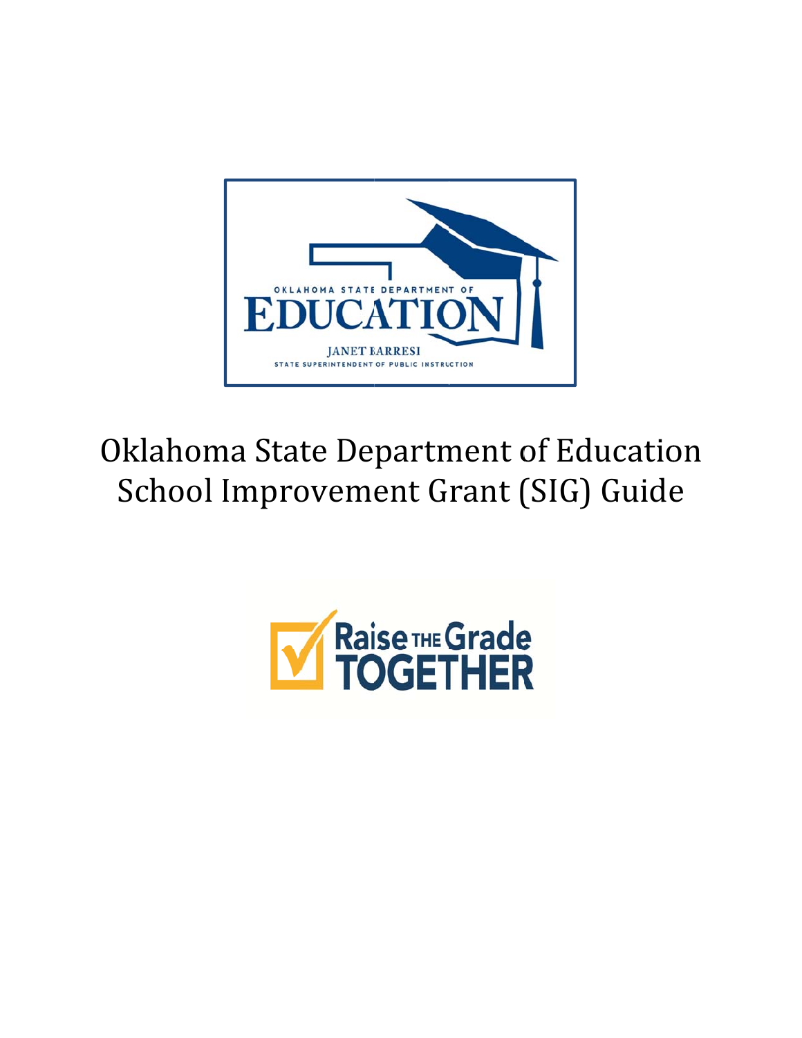OKLAHOMA STATE DEPARTMENT OF

EDUCATION

JANET BARRESI

STATE SUPERINTENDENT OF PUBLIC INSTRUCTION

# Oklahoma State Department of Education School Improvement Grant (SIG) Guide

Raise THE Grade TOGETHER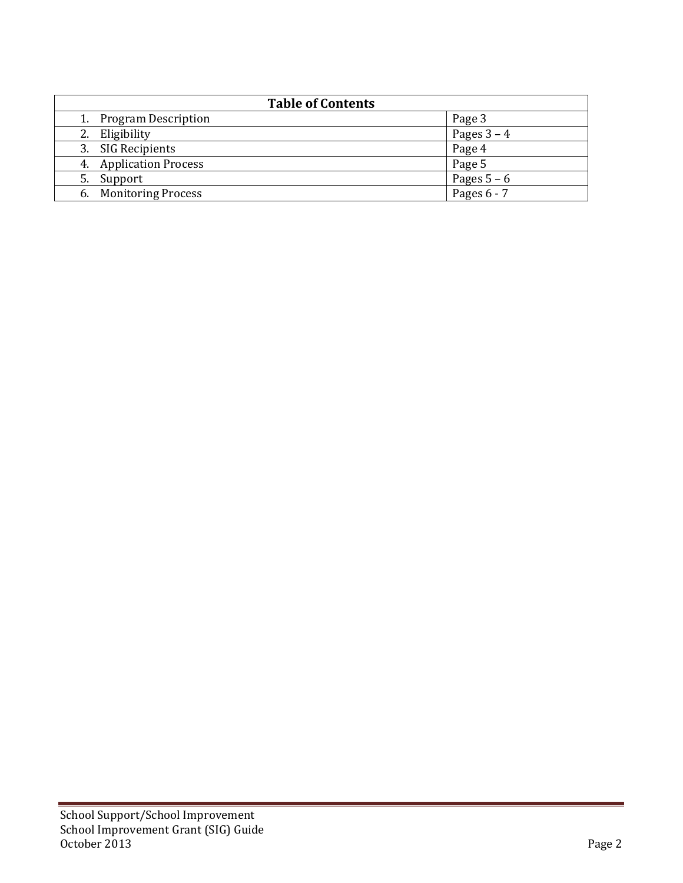| Table of Contents | |
|---|---|
| 1. Program Description | Page 3 |
| 2. Eligibility | Pages 3 – 4 |
| 3. SIG Recipients | Page 4 |
| 4. Application Process | Page 5 |
| 5. Support | Pages 5 – 6 |
| 6. Monitoring Process | Pages 6 - 7 |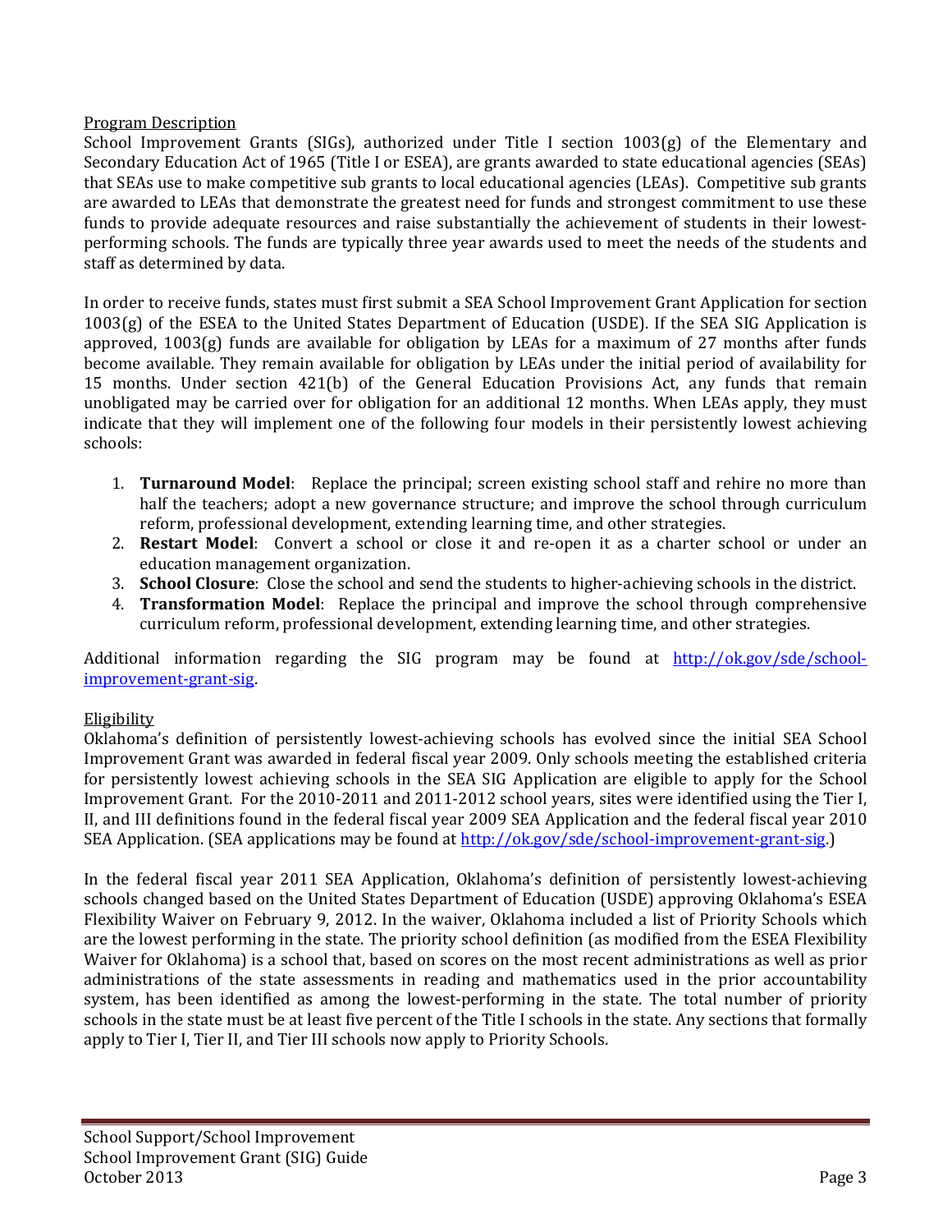## Program Description

School Improvement Grants (SIGs), authorized under Title I section 1003(g) of the Elementary and Secondary Education Act of 1965 (Title I or ESEA), are grants awarded to state educational agencies (SEAs) that SEAs use to make competitive sub grants to local educational agencies (LEAs). Competitive sub grants are awarded to LEAs that demonstrate the greatest need for funds and strongest commitment to use these funds to provide adequate resources and raise substantially the achievement of students in their lowest-performing schools. The funds are typically three year awards used to meet the needs of the students and staff as determined by data.

In order to receive funds, states must first submit a SEA School Improvement Grant Application for section 1003(g) of the ESEA to the United States Department of Education (USDE). If the SEA SIG Application is approved, 1003(g) funds are available for obligation by LEAs for a maximum of 27 months after funds become available. They remain available for obligation by LEAs under the initial period of availability for 15 months. Under section 421(b) of the General Education Provisions Act, any funds that remain unobligated may be carried over for obligation for an additional 12 months. When LEAs apply, they must indicate that they will implement one of the following four models in their persistently lowest achieving schools:

1. **Turnaround Model**: Replace the principal; screen existing school staff and rehire no more than half the teachers; adopt a new governance structure; and improve the school through curriculum reform, professional development, extending learning time, and other strategies.
2. **Restart Model**: Convert a school or close it and re-open it as a charter school or under an education management organization.
3. **School Closure**: Close the school and send the students to higher-achieving schools in the district.
4. **Transformation Model**: Replace the principal and improve the school through comprehensive curriculum reform, professional development, extending learning time, and other strategies.

Additional information regarding the SIG program may be found at [http://ok.gov/sde/school-improvement-grant-sig](http://ok.gov/sde/school-improvement-grant-sig).

## Eligibility

Oklahoma's definition of persistently lowest-achieving schools has evolved since the initial SEA School Improvement Grant was awarded in federal fiscal year 2009. Only schools meeting the established criteria for persistently lowest achieving schools in the SEA SIG Application are eligible to apply for the School Improvement Grant. For the 2010-2011 and 2011-2012 school years, sites were identified using the Tier I, II, and III definitions found in the federal fiscal year 2009 SEA Application and the federal fiscal year 2010 SEA Application. (SEA applications may be found at [http://ok.gov/sde/school-improvement-grant-sig](http://ok.gov/sde/school-improvement-grant-sig).)

In the federal fiscal year 2011 SEA Application, Oklahoma's definition of persistently lowest-achieving schools changed based on the United States Department of Education (USDE) approving Oklahoma's ESEA Flexibility Waiver on February 9, 2012. In the waiver, Oklahoma included a list of Priority Schools which are the lowest performing in the state. The priority school definition (as modified from the ESEA Flexibility Waiver for Oklahoma) is a school that, based on scores on the most recent administrations as well as prior administrations of the state assessments in reading and mathematics used in the prior accountability system, has been identified as among the lowest-performing in the state. The total number of priority schools in the state must be at least five percent of the Title I schools in the state. Any sections that formally apply to Tier I, Tier II, and Tier III schools now apply to Priority Schools.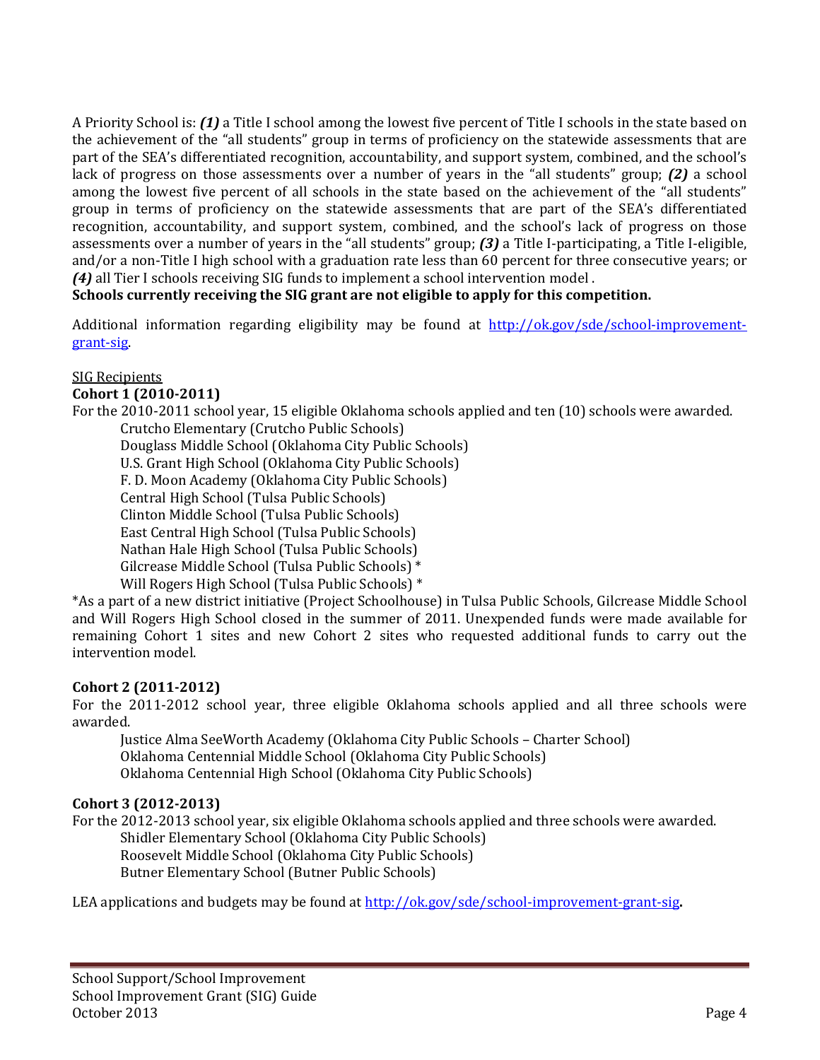A Priority School is: ***(1)*** a Title I school among the lowest five percent of Title I schools in the state based on the achievement of the "all students" group in terms of proficiency on the statewide assessments that are part of the SEA's differentiated recognition, accountability, and support system, combined, and the school's lack of progress on those assessments over a number of years in the "all students" group; ***(2)*** a school among the lowest five percent of all schools in the state based on the achievement of the "all students" group in terms of proficiency on the statewide assessments that are part of the SEA's differentiated recognition, accountability, and support system, combined, and the school's lack of progress on those assessments over a number of years in the "all students" group; ***(3)*** a Title I-participating, a Title I-eligible, and/or a non-Title I high school with a graduation rate less than 60 percent for three consecutive years; or ***(4)*** all Tier I schools receiving SIG funds to implement a school intervention model .
**Schools currently receiving the SIG grant are not eligible to apply for this competition.**

Additional information regarding eligibility may be found at [http://ok.gov/sde/school-improvement-grant-sig](http://ok.gov/sde/school-improvement-grant-sig).

SIG Recipients

**Cohort 1 (2010-2011)**

For the 2010-2011 school year, 15 eligible Oklahoma schools applied and ten (10) schools were awarded.

Crutcho Elementary (Crutcho Public Schools)
Douglass Middle School (Oklahoma City Public Schools)
U.S. Grant High School (Oklahoma City Public Schools)
F. D. Moon Academy (Oklahoma City Public Schools)
Central High School (Tulsa Public Schools)
Clinton Middle School (Tulsa Public Schools)
East Central High School (Tulsa Public Schools)
Nathan Hale High School (Tulsa Public Schools)
Gilcrease Middle School (Tulsa Public Schools) *
Will Rogers High School (Tulsa Public Schools) *

*As a part of a new district initiative (Project Schoolhouse) in Tulsa Public Schools, Gilcrease Middle School and Will Rogers High School closed in the summer of 2011. Unexpended funds were made available for remaining Cohort 1 sites and new Cohort 2 sites who requested additional funds to carry out the intervention model.

**Cohort 2 (2011-2012)**

For the 2011-2012 school year, three eligible Oklahoma schools applied and all three schools were awarded.

Justice Alma SeeWorth Academy (Oklahoma City Public Schools – Charter School)
Oklahoma Centennial Middle School (Oklahoma City Public Schools)
Oklahoma Centennial High School (Oklahoma City Public Schools)

**Cohort 3 (2012-2013)**

For the 2012-2013 school year, six eligible Oklahoma schools applied and three schools were awarded.

Shidler Elementary School (Oklahoma City Public Schools)
Roosevelt Middle School (Oklahoma City Public Schools)
Butner Elementary School (Butner Public Schools)

LEA applications and budgets may be found at [http://ok.gov/sde/school-improvement-grant-sig](http://ok.gov/sde/school-improvement-grant-sig).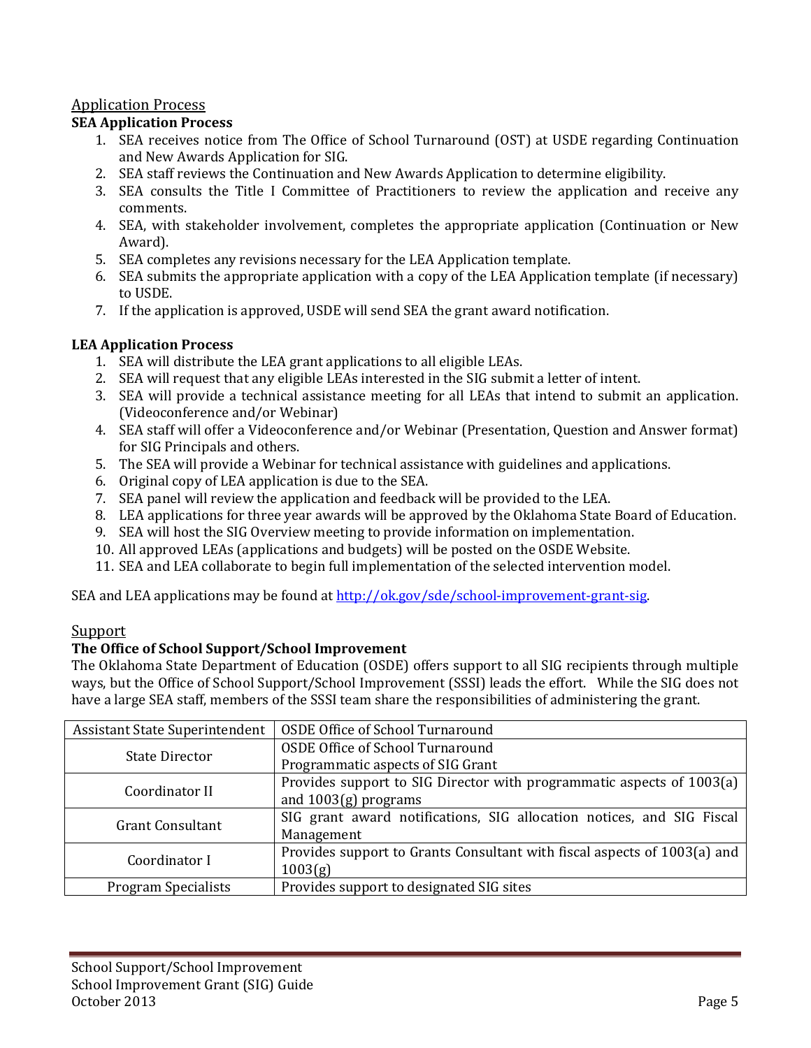## Application Process

### SEA Application Process

1. SEA receives notice from The Office of School Turnaround (OST) at USDE regarding Continuation and New Awards Application for SIG.
2. SEA staff reviews the Continuation and New Awards Application to determine eligibility.
3. SEA consults the Title I Committee of Practitioners to review the application and receive any comments.
4. SEA, with stakeholder involvement, completes the appropriate application (Continuation or New Award).
5. SEA completes any revisions necessary for the LEA Application template.
6. SEA submits the appropriate application with a copy of the LEA Application template (if necessary) to USDE.
7. If the application is approved, USDE will send SEA the grant award notification.

### LEA Application Process

1. SEA will distribute the LEA grant applications to all eligible LEAs.
2. SEA will request that any eligible LEAs interested in the SIG submit a letter of intent.
3. SEA will provide a technical assistance meeting for all LEAs that intend to submit an application. (Videoconference and/or Webinar)
4. SEA staff will offer a Videoconference and/or Webinar (Presentation, Question and Answer format) for SIG Principals and others.
5. The SEA will provide a Webinar for technical assistance with guidelines and applications.
6. Original copy of LEA application is due to the SEA.
7. SEA panel will review the application and feedback will be provided to the LEA.
8. LEA applications for three year awards will be approved by the Oklahoma State Board of Education.
9. SEA will host the SIG Overview meeting to provide information on implementation.
10. All approved LEAs (applications and budgets) will be posted on the OSDE Website.
11. SEA and LEA collaborate to begin full implementation of the selected intervention model.

SEA and LEA applications may be found at http://ok.gov/sde/school-improvement-grant-sig.

## Support

### The Office of School Support/School Improvement

The Oklahoma State Department of Education (OSDE) offers support to all SIG recipients through multiple ways, but the Office of School Support/School Improvement (SSSI) leads the effort. While the SIG does not have a large SEA staff, members of the SSSI team share the responsibilities of administering the grant.

| Assistant State Superintendent | OSDE Office of School Turnaround |
|---|---|
| State Director | OSDE Office of School Turnaround<br>Programmatic aspects of SIG Grant |
| Coordinator II | Provides support to SIG Director with programmatic aspects of 1003(a) and 1003(g) programs |
| Grant Consultant | SIG grant award notifications, SIG allocation notices, and SIG Fiscal Management |
| Coordinator I | Provides support to Grants Consultant with fiscal aspects of 1003(a) and 1003(g) |
| Program Specialists | Provides support to designated SIG sites |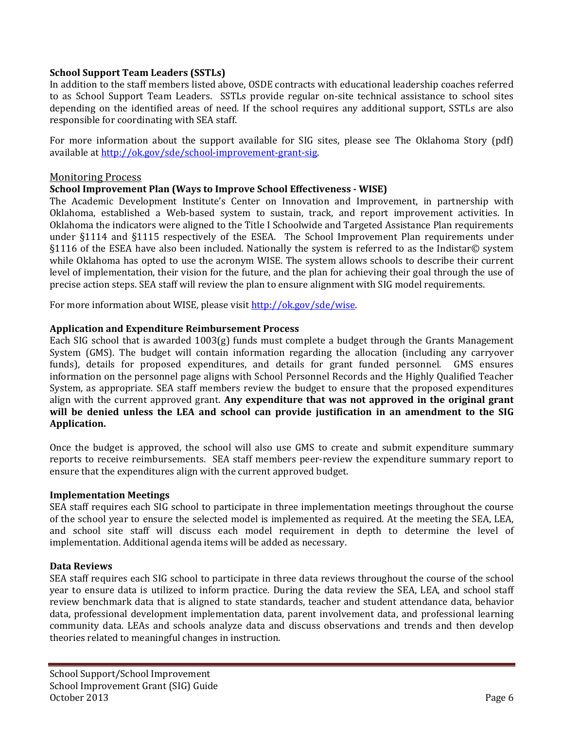**School Support Team Leaders (SSTLs)**

In addition to the staff members listed above, OSDE contracts with educational leadership coaches referred to as School Support Team Leaders. SSTLs provide regular on-site technical assistance to school sites depending on the identified areas of need. If the school requires any additional support, SSTLs are also responsible for coordinating with SEA staff.

For more information about the support available for SIG sites, please see The Oklahoma Story (pdf) available at [http://ok.gov/sde/school-improvement-grant-sig](http://ok.gov/sde/school-improvement-grant-sig).

## Monitoring Process

**School Improvement Plan (Ways to Improve School Effectiveness - WISE)**

The Academic Development Institute's Center on Innovation and Improvement, in partnership with Oklahoma, established a Web-based system to sustain, track, and report improvement activities. In Oklahoma the indicators were aligned to the Title I Schoolwide and Targeted Assistance Plan requirements under §1114 and §1115 respectively of the ESEA. The School Improvement Plan requirements under §1116 of the ESEA have also been included. Nationally the system is referred to as the Indistar© system while Oklahoma has opted to use the acronym WISE. The system allows schools to describe their current level of implementation, their vision for the future, and the plan for achieving their goal through the use of precise action steps. SEA staff will review the plan to ensure alignment with SIG model requirements.

For more information about WISE, please visit [http://ok.gov/sde/wise](http://ok.gov/sde/wise).

**Application and Expenditure Reimbursement Process**

Each SIG school that is awarded 1003(g) funds must complete a budget through the Grants Management System (GMS). The budget will contain information regarding the allocation (including any carryover funds), details for proposed expenditures, and details for grant funded personnel. GMS ensures information on the personnel page aligns with School Personnel Records and the Highly Qualified Teacher System, as appropriate. SEA staff members review the budget to ensure that the proposed expenditures align with the current approved grant. **Any expenditure that was not approved in the original grant will be denied unless the LEA and school can provide justification in an amendment to the SIG Application.**

Once the budget is approved, the school will also use GMS to create and submit expenditure summary reports to receive reimbursements. SEA staff members peer-review the expenditure summary report to ensure that the expenditures align with the current approved budget.

**Implementation Meetings**

SEA staff requires each SIG school to participate in three implementation meetings throughout the course of the school year to ensure the selected model is implemented as required. At the meeting the SEA, LEA, and school site staff will discuss each model requirement in depth to determine the level of implementation. Additional agenda items will be added as necessary.

**Data Reviews**

SEA staff requires each SIG school to participate in three data reviews throughout the course of the school year to ensure data is utilized to inform practice. During the data review the SEA, LEA, and school staff review benchmark data that is aligned to state standards, teacher and student attendance data, behavior data, professional development implementation data, parent involvement data, and professional learning community data. LEAs and schools analyze data and discuss observations and trends and then develop theories related to meaningful changes in instruction.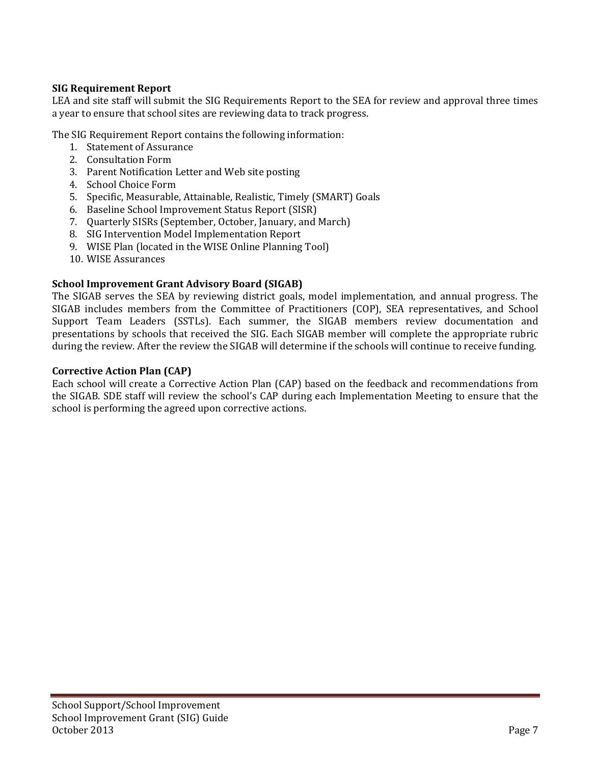**SIG Requirement Report**

LEA and site staff will submit the SIG Requirements Report to the SEA for review and approval three times a year to ensure that school sites are reviewing data to track progress.

The SIG Requirement Report contains the following information:

1. Statement of Assurance
2. Consultation Form
3. Parent Notification Letter and Web site posting
4. School Choice Form
5. Specific, Measurable, Attainable, Realistic, Timely (SMART) Goals
6. Baseline School Improvement Status Report (SISR)
7. Quarterly SISRs (September, October, January, and March)
8. SIG Intervention Model Implementation Report
9. WISE Plan (located in the WISE Online Planning Tool)
10. WISE Assurances

**School Improvement Grant Advisory Board (SIGAB)**

The SIGAB serves the SEA by reviewing district goals, model implementation, and annual progress. The SIGAB includes members from the Committee of Practitioners (COP), SEA representatives, and School Support Team Leaders (SSTLs). Each summer, the SIGAB members review documentation and presentations by schools that received the SIG. Each SIGAB member will complete the appropriate rubric during the review. After the review the SIGAB will determine if the schools will continue to receive funding.

**Corrective Action Plan (CAP)**

Each school will create a Corrective Action Plan (CAP) based on the feedback and recommendations from the SIGAB. SDE staff will review the school's CAP during each Implementation Meeting to ensure that the school is performing the agreed upon corrective actions.